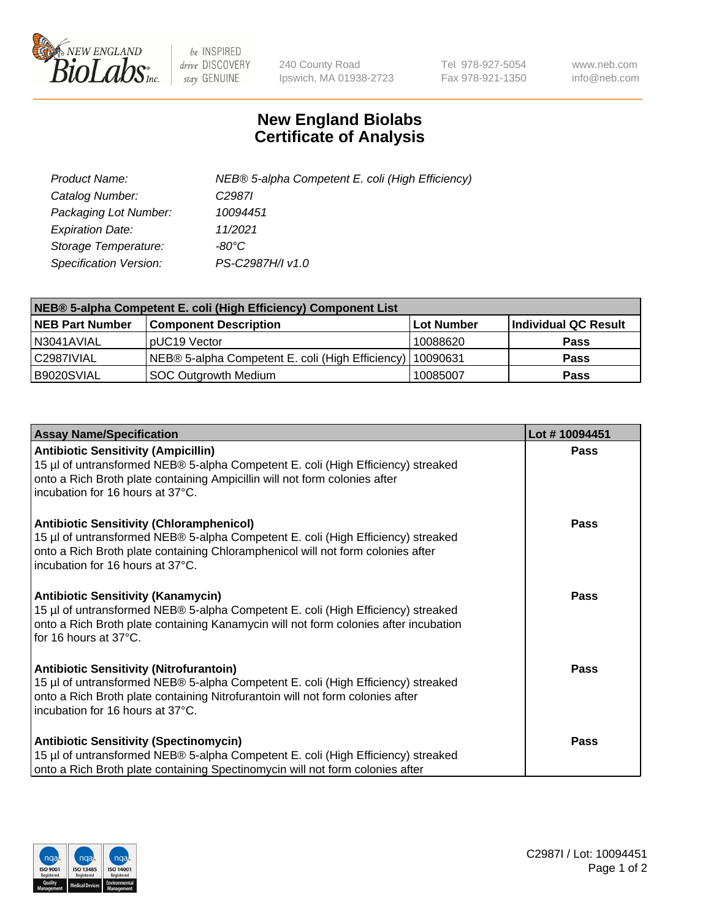# New England Biolabs
# Certificate of Analysis

| | |
|---|---|
| *Product Name:* | *NEB® 5-alpha Competent E. coli (High Efficiency)* |
| *Catalog Number:* | *C2987I* |
| *Packaging Lot Number:* | *10094451* |
| *Expiration Date:* | *11/2021* |
| *Storage Temperature:* | *-80°C* |
| *Specification Version:* | *PS-C2987H/I v1.0* |

| NEB® 5-alpha Competent E. coli (High Efficiency) Component List | | | |
|---|---|---|---|
| **NEB Part Number** | **Component Description** | **Lot Number** | **Individual QC Result** |
| N3041AVIAL | pUC19 Vector | 10088620 | **Pass** |
| C2987IVIAL | NEB® 5-alpha Competent E. coli (High Efficiency) | 10090631 | **Pass** |
| B9020SVIAL | SOC Outgrowth Medium | 10085007 | **Pass** |

| Assay Name/Specification | Lot # 10094451 |
|---|---|
| **Antibiotic Sensitivity (Ampicillin)** 15 µl of untransformed NEB® 5-alpha Competent E. coli (High Efficiency) streaked onto a Rich Broth plate containing Ampicillin will not form colonies after incubation for 16 hours at 37°C. | **Pass** |
| **Antibiotic Sensitivity (Chloramphenicol)** 15 µl of untransformed NEB® 5-alpha Competent E. coli (High Efficiency) streaked onto a Rich Broth plate containing Chloramphenicol will not form colonies after incubation for 16 hours at 37°C. | **Pass** |
| **Antibiotic Sensitivity (Kanamycin)** 15 µl of untransformed NEB® 5-alpha Competent E. coli (High Efficiency) streaked onto a Rich Broth plate containing Kanamycin will not form colonies after incubation for 16 hours at 37°C. | **Pass** |
| **Antibiotic Sensitivity (Nitrofurantoin)** 15 µl of untransformed NEB® 5-alpha Competent E. coli (High Efficiency) streaked onto a Rich Broth plate containing Nitrofurantoin will not form colonies after incubation for 16 hours at 37°C. | **Pass** |
| **Antibiotic Sensitivity (Spectinomycin)** 15 µl of untransformed NEB® 5-alpha Competent E. coli (High Efficiency) streaked onto a Rich Broth plate containing Spectinomycin will not form colonies after | **Pass** |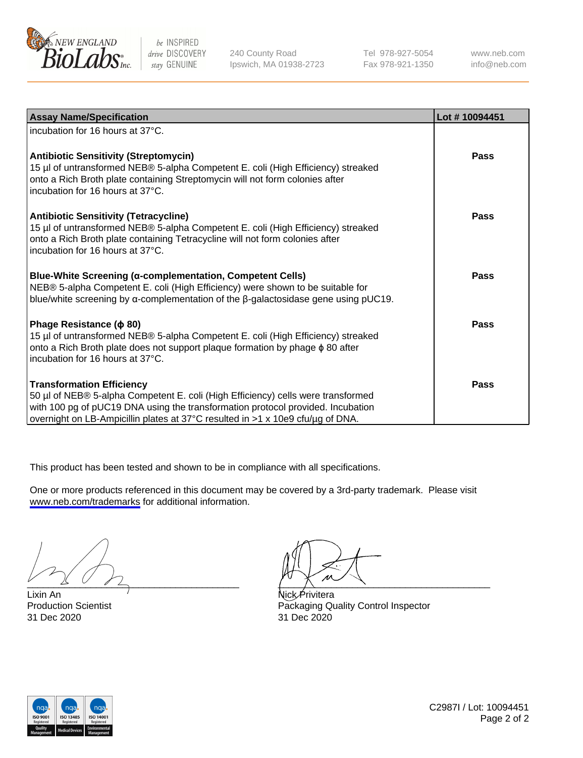| Assay Name/Specification | Lot # 10094451 |
|---|---|
| incubation for 16 hours at 37°C. | |
| **Antibiotic Sensitivity (Streptomycin)**<br>15 µl of untransformed NEB® 5-alpha Competent E. coli (High Efficiency) streaked onto a Rich Broth plate containing Streptomycin will not form colonies after incubation for 16 hours at 37°C. | **Pass** |
| **Antibiotic Sensitivity (Tetracycline)**<br>15 µl of untransformed NEB® 5-alpha Competent E. coli (High Efficiency) streaked onto a Rich Broth plate containing Tetracycline will not form colonies after incubation for 16 hours at 37°C. | **Pass** |
| **Blue-White Screening (α-complementation, Competent Cells)**<br>NEB® 5-alpha Competent E. coli (High Efficiency) were shown to be suitable for blue/white screening by α-complementation of the β-galactosidase gene using pUC19. | **Pass** |
| **Phage Resistance (ϕ 80)**<br>15 µl of untransformed NEB® 5-alpha Competent E. coli (High Efficiency) streaked onto a Rich Broth plate does not support plaque formation by phage ϕ 80 after incubation for 16 hours at 37°C. | **Pass** |
| **Transformation Efficiency**<br>50 µl of NEB® 5-alpha Competent E. coli (High Efficiency) cells were transformed with 100 pg of pUC19 DNA using the transformation protocol provided. Incubation overnight on LB-Ampicillin plates at 37°C resulted in >1 x 10e9 cfu/µg of DNA. | **Pass** |

This product has been tested and shown to be in compliance with all specifications.

One or more products referenced in this document may be covered by a 3rd-party trademark. Please visit www.neb.com/trademarks for additional information.

Lixin An
Production Scientist
31 Dec 2020

Nick Privitera
Packaging Quality Control Inspector
31 Dec 2020

C2987I / Lot: 10094451